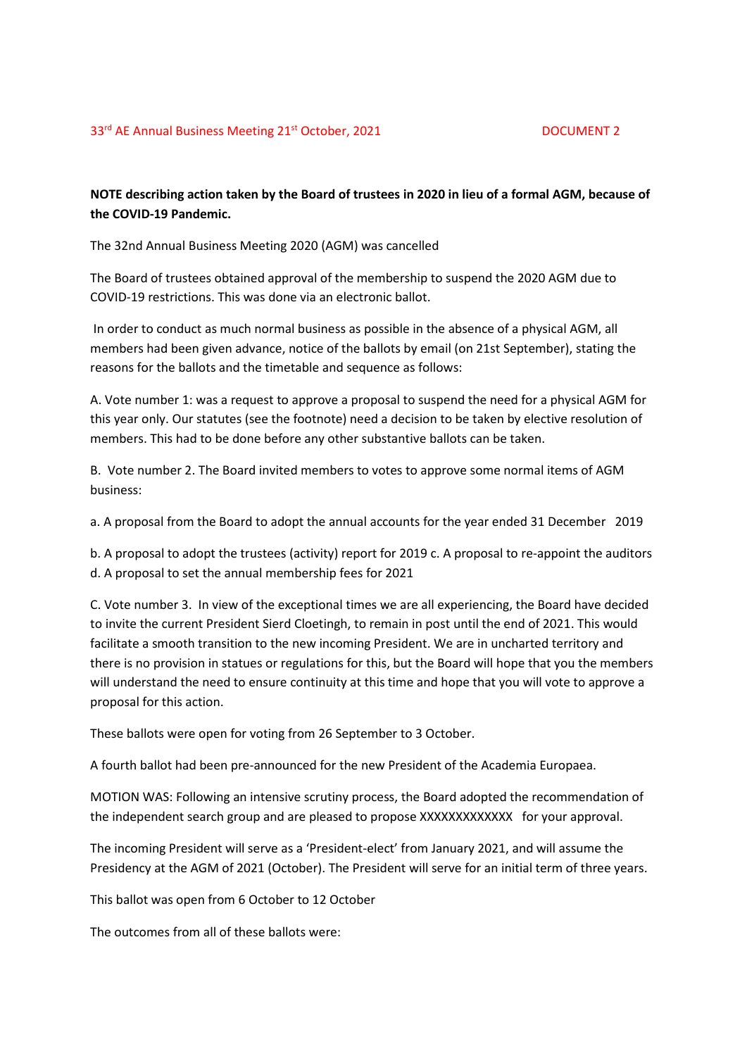33rd AE Annual Business Meeting 21st October, 2021 DOCUMENT 2

**NOTE describing action taken by the Board of trustees in 2020 in lieu of a formal AGM, because of the COVID-19 Pandemic.**

The 32nd Annual Business Meeting 2020 (AGM) was cancelled

The Board of trustees obtained approval of the membership to suspend the 2020 AGM due to COVID-19 restrictions. This was done via an electronic ballot.

In order to conduct as much normal business as possible in the absence of a physical AGM, all members had been given advance, notice of the ballots by email (on 21st September), stating the reasons for the ballots and the timetable and sequence as follows:

A. Vote number 1: was a request to approve a proposal to suspend the need for a physical AGM for this year only. Our statutes (see the footnote) need a decision to be taken by elective resolution of members. This had to be done before any other substantive ballots can be taken.

B. Vote number 2. The Board invited members to votes to approve some normal items of AGM business:

a. A proposal from the Board to adopt the annual accounts for the year ended 31 December 2019

b. A proposal to adopt the trustees (activity) report for 2019 c. A proposal to re-appoint the auditors d. A proposal to set the annual membership fees for 2021

C. Vote number 3. In view of the exceptional times we are all experiencing, the Board have decided to invite the current President Sierd Cloetingh, to remain in post until the end of 2021. This would facilitate a smooth transition to the new incoming President. We are in uncharted territory and there is no provision in statues or regulations for this, but the Board will hope that you the members will understand the need to ensure continuity at this time and hope that you will vote to approve a proposal for this action.

These ballots were open for voting from 26 September to 3 October.

A fourth ballot had been pre-announced for the new President of the Academia Europaea.

MOTION WAS: Following an intensive scrutiny process, the Board adopted the recommendation of the independent search group and are pleased to propose XXXXXXXXXXXXX for your approval.

The incoming President will serve as a 'President-elect' from January 2021, and will assume the Presidency at the AGM of 2021 (October). The President will serve for an initial term of three years.

This ballot was open from 6 October to 12 October

The outcomes from all of these ballots were: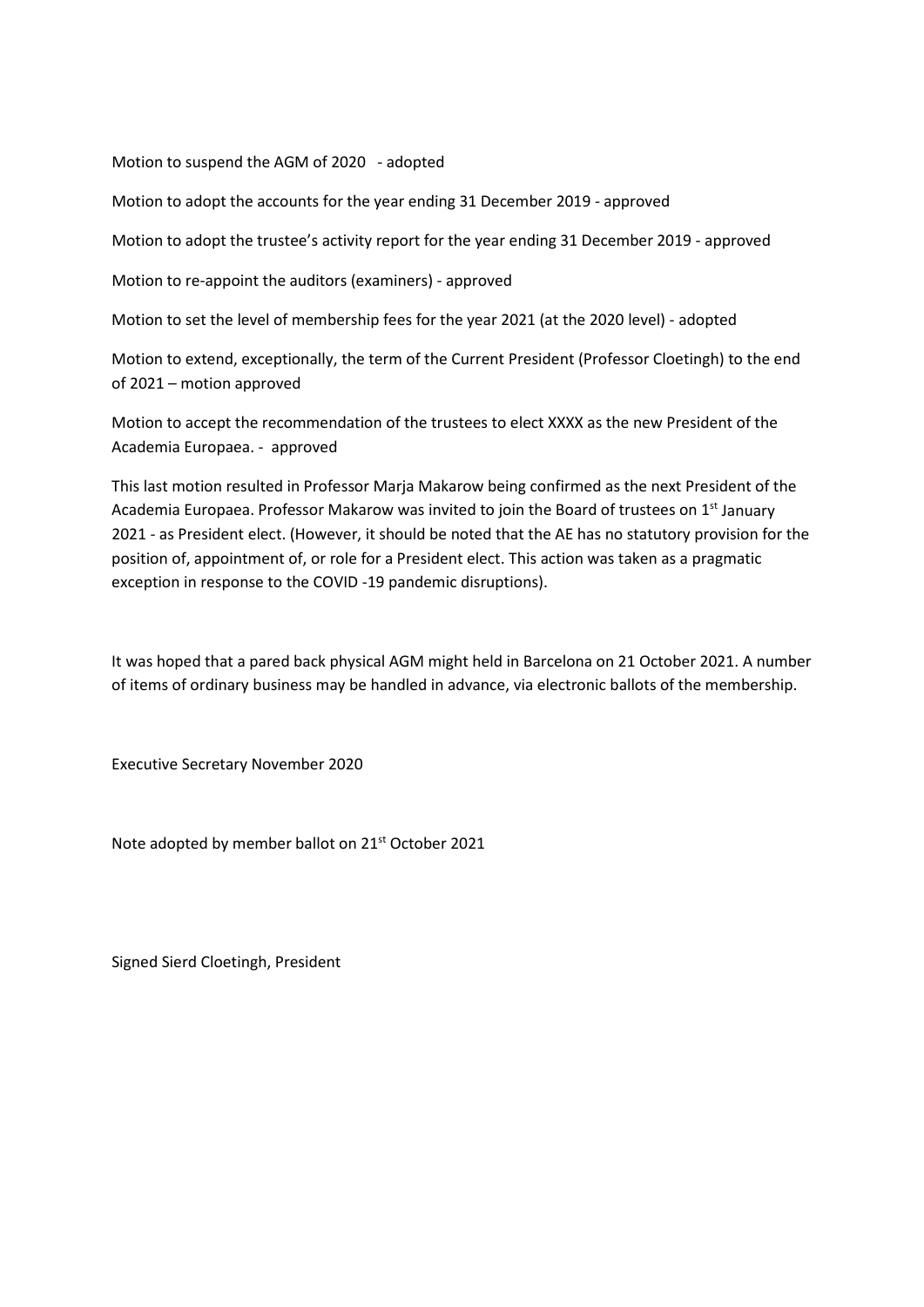Motion to suspend the AGM of 2020 - adopted

Motion to adopt the accounts for the year ending 31 December 2019 - approved

Motion to adopt the trustee's activity report for the year ending 31 December 2019 - approved

Motion to re-appoint the auditors (examiners) - approved

Motion to set the level of membership fees for the year 2021 (at the 2020 level) - adopted

Motion to extend, exceptionally, the term of the Current President (Professor Cloetingh) to the end of 2021 – motion approved

Motion to accept the recommendation of the trustees to elect XXXX as the new President of the Academia Europaea. - approved

This last motion resulted in Professor Marja Makarow being confirmed as the next President of the Academia Europaea. Professor Makarow was invited to join the Board of trustees on 1st January 2021 - as President elect. (However, it should be noted that the AE has no statutory provision for the position of, appointment of, or role for a President elect. This action was taken as a pragmatic exception in response to the COVID -19 pandemic disruptions).

It was hoped that a pared back physical AGM might held in Barcelona on 21 October 2021. A number of items of ordinary business may be handled in advance, via electronic ballots of the membership.

Executive Secretary November 2020

Note adopted by member ballot on 21st October 2021

Signed Sierd Cloetingh, President